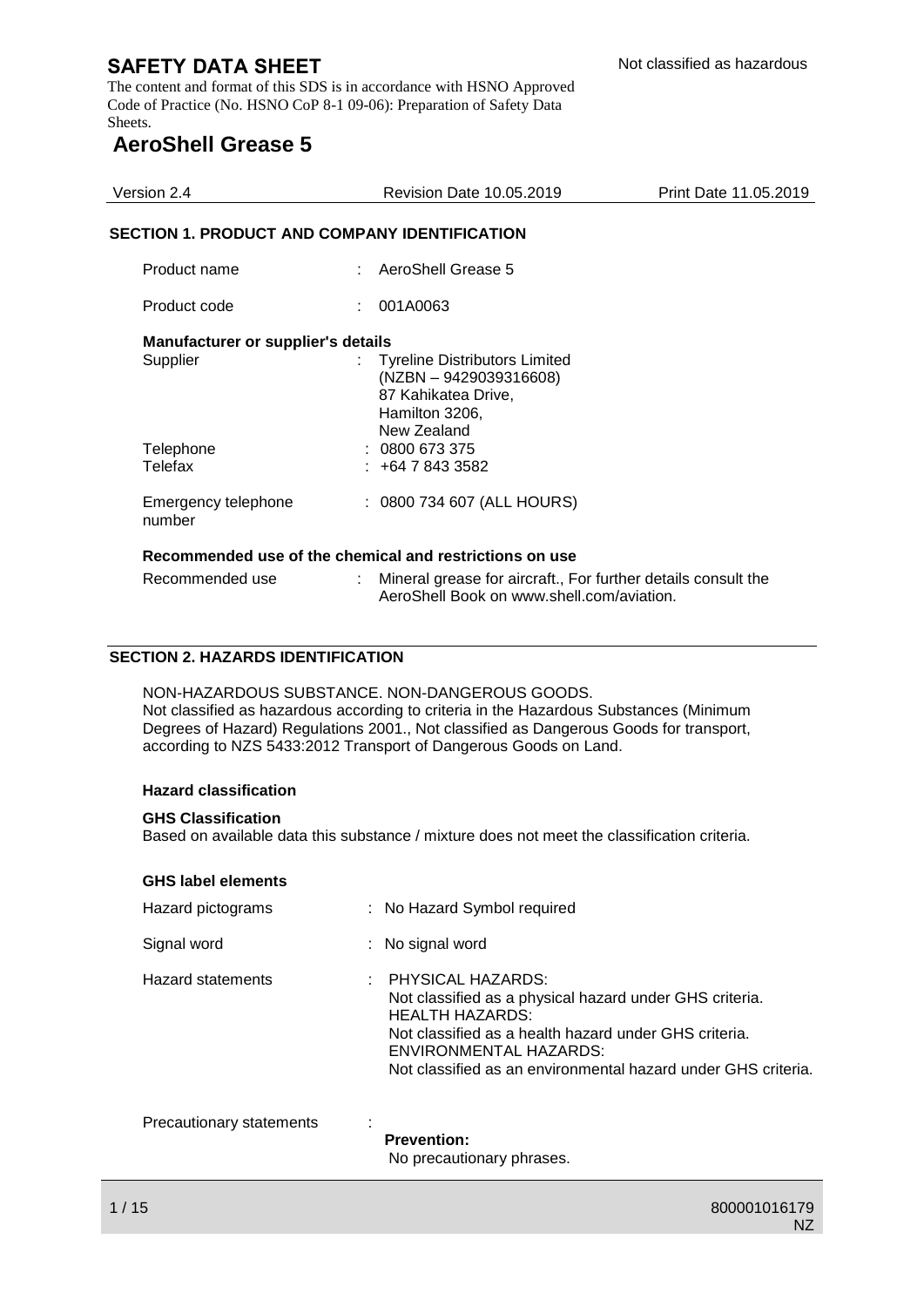# SAFETY DATA SHEET

Not classified as hazardous

The content and format of this SDS is in accordance with HSNO Approved Code of Practice (No. HSNO CoP 8-1 09-06): Preparation of Safety Data Sheets.

# AeroShell Grease 5

| Version 2.4 | Revision Date 10.05.2019 | Print Date 11.05.2019 |
|---|---|---|

## SECTION 1. PRODUCT AND COMPANY IDENTIFICATION

Product name : AeroShell Grease 5

Product code : 001A0063

**Manufacturer or supplier's details**

Supplier : Tyreline Distributors Limited
(NZBN – 9429039316608)
87 Kahikatea Drive,
Hamilton 3206,
New Zealand

Telephone : 0800 673 375

Telefax : +64 7 843 3582

Emergency telephone number : 0800 734 607 (ALL HOURS)

**Recommended use of the chemical and restrictions on use**

Recommended use : Mineral grease for aircraft., For further details consult the AeroShell Book on www.shell.com/aviation.

## SECTION 2. HAZARDS IDENTIFICATION

NON-HAZARDOUS SUBSTANCE. NON-DANGEROUS GOODS.
Not classified as hazardous according to criteria in the Hazardous Substances (Minimum Degrees of Hazard) Regulations 2001., Not classified as Dangerous Goods for transport, according to NZS 5433:2012 Transport of Dangerous Goods on Land.

**Hazard classification**

**GHS Classification**
Based on available data this substance / mixture does not meet the classification criteria.

**GHS label elements**

Hazard pictograms : No Hazard Symbol required

Signal word : No signal word

Hazard statements : PHYSICAL HAZARDS:
Not classified as a physical hazard under GHS criteria.
HEALTH HAZARDS:
Not classified as a health hazard under GHS criteria.
ENVIRONMENTAL HAZARDS:
Not classified as an environmental hazard under GHS criteria.

Precautionary statements :
**Prevention:**
No precautionary phrases.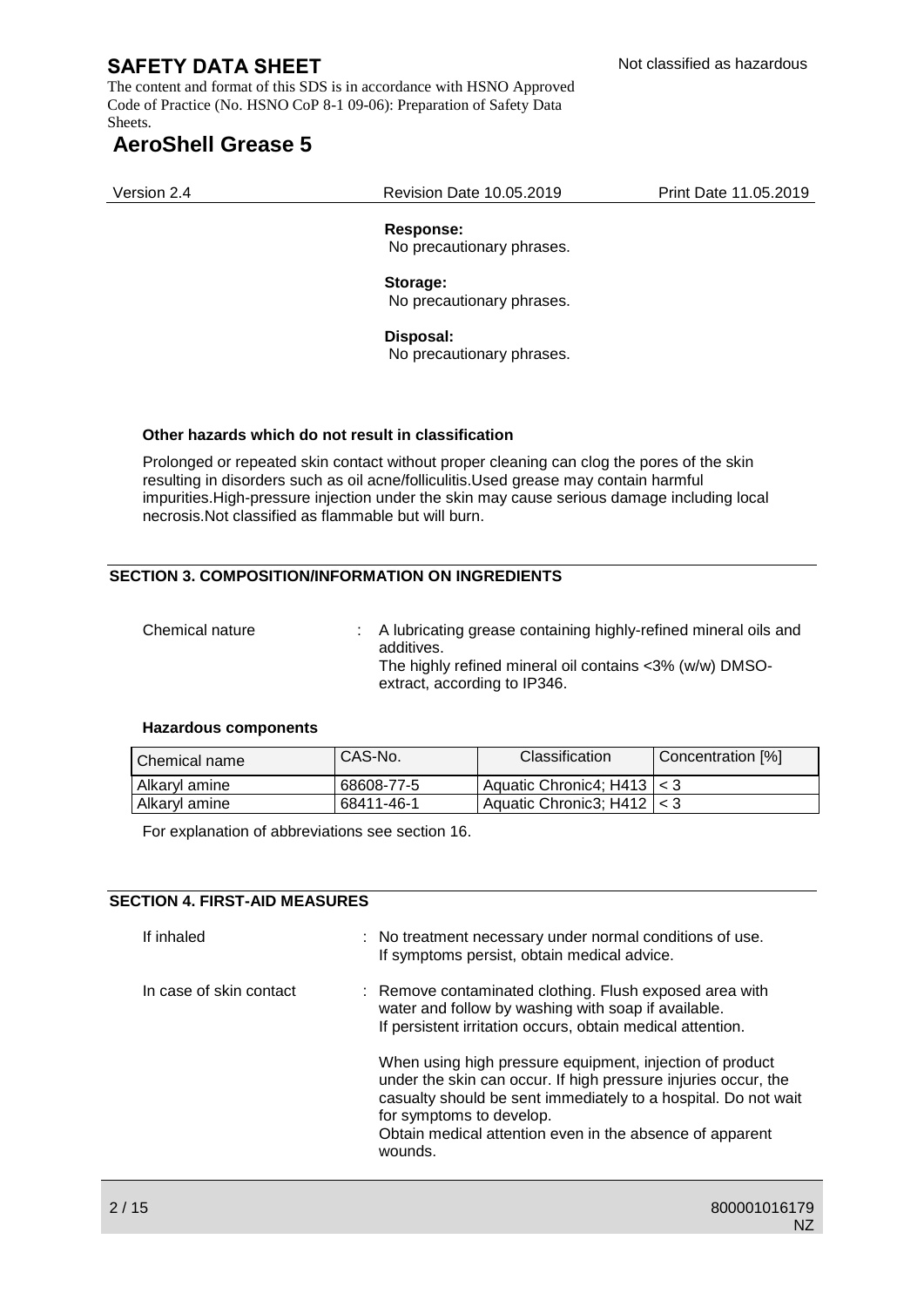**Response:**
No precautionary phrases.

**Storage:**
No precautionary phrases.

**Disposal:**
No precautionary phrases.

**Other hazards which do not result in classification**

Prolonged or repeated skin contact without proper cleaning can clog the pores of the skin resulting in disorders such as oil acne/folliculitis.Used grease may contain harmful impurities.High-pressure injection under the skin may cause serious damage including local necrosis.Not classified as flammable but will burn.

## SECTION 3. COMPOSITION/INFORMATION ON INGREDIENTS

Chemical nature : A lubricating grease containing highly-refined mineral oils and additives.
The highly refined mineral oil contains <3% (w/w) DMSO-extract, according to IP346.

**Hazardous components**

| Chemical name | CAS-No. | Classification | Concentration [%] |
|---|---|---|---|
| Alkaryl amine | 68608-77-5 | Aquatic Chronic4; H413 | < 3 |
| Alkaryl amine | 68411-46-1 | Aquatic Chronic3; H412 | < 3 |

For explanation of abbreviations see section 16.

## SECTION 4. FIRST-AID MEASURES

If inhaled : No treatment necessary under normal conditions of use.
If symptoms persist, obtain medical advice.

In case of skin contact : Remove contaminated clothing. Flush exposed area with water and follow by washing with soap if available.
If persistent irritation occurs, obtain medical attention.

When using high pressure equipment, injection of product under the skin can occur. If high pressure injuries occur, the casualty should be sent immediately to a hospital. Do not wait for symptoms to develop.
Obtain medical attention even in the absence of apparent wounds.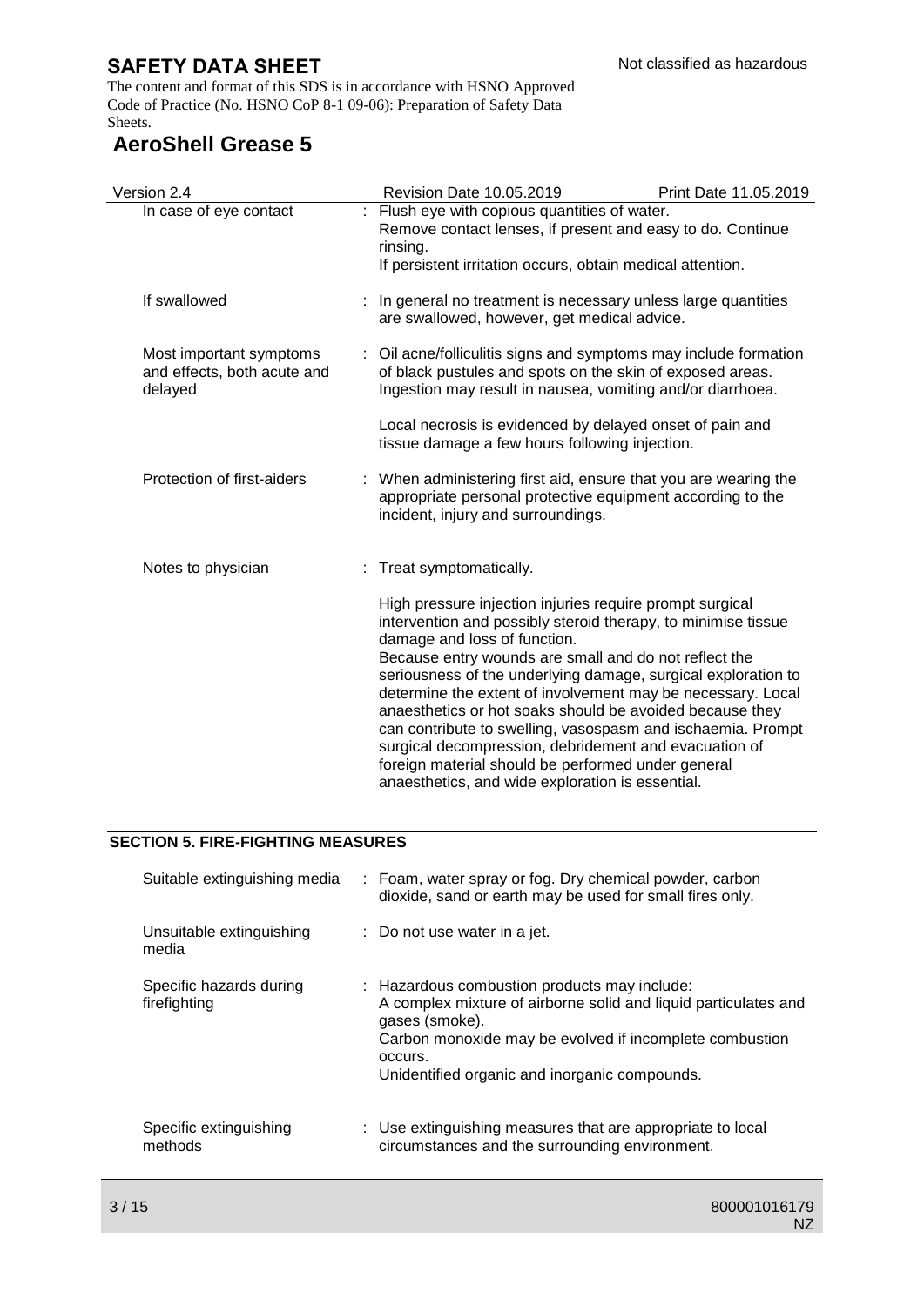| | |
|---|---|
| In case of eye contact | : Flush eye with copious quantities of water.<br>Remove contact lenses, if present and easy to do. Continue rinsing.<br>If persistent irritation occurs, obtain medical attention. |
| If swallowed | : In general no treatment is necessary unless large quantities are swallowed, however, get medical advice. |
| Most important symptoms and effects, both acute and delayed | : Oil acne/folliculitis signs and symptoms may include formation of black pustules and spots on the skin of exposed areas.<br>Ingestion may result in nausea, vomiting and/or diarrhoea.<br><br>Local necrosis is evidenced by delayed onset of pain and tissue damage a few hours following injection. |
| Protection of first-aiders | : When administering first aid, ensure that you are wearing the appropriate personal protective equipment according to the incident, injury and surroundings. |
| Notes to physician | : Treat symptomatically.<br><br>High pressure injection injuries require prompt surgical intervention and possibly steroid therapy, to minimise tissue damage and loss of function.<br>Because entry wounds are small and do not reflect the seriousness of the underlying damage, surgical exploration to determine the extent of involvement may be necessary. Local anaesthetics or hot soaks should be avoided because they can contribute to swelling, vasospasm and ischaemia. Prompt surgical decompression, debridement and evacuation of foreign material should be performed under general anaesthetics, and wide exploration is essential. |

## SECTION 5. FIRE-FIGHTING MEASURES

| | |
|---|---|
| Suitable extinguishing media | : Foam, water spray or fog. Dry chemical powder, carbon dioxide, sand or earth may be used for small fires only. |
| Unsuitable extinguishing media | : Do not use water in a jet. |
| Specific hazards during firefighting | : Hazardous combustion products may include:<br>A complex mixture of airborne solid and liquid particulates and gases (smoke).<br>Carbon monoxide may be evolved if incomplete combustion occurs.<br>Unidentified organic and inorganic compounds. |
| Specific extinguishing methods | : Use extinguishing measures that are appropriate to local circumstances and the surrounding environment. |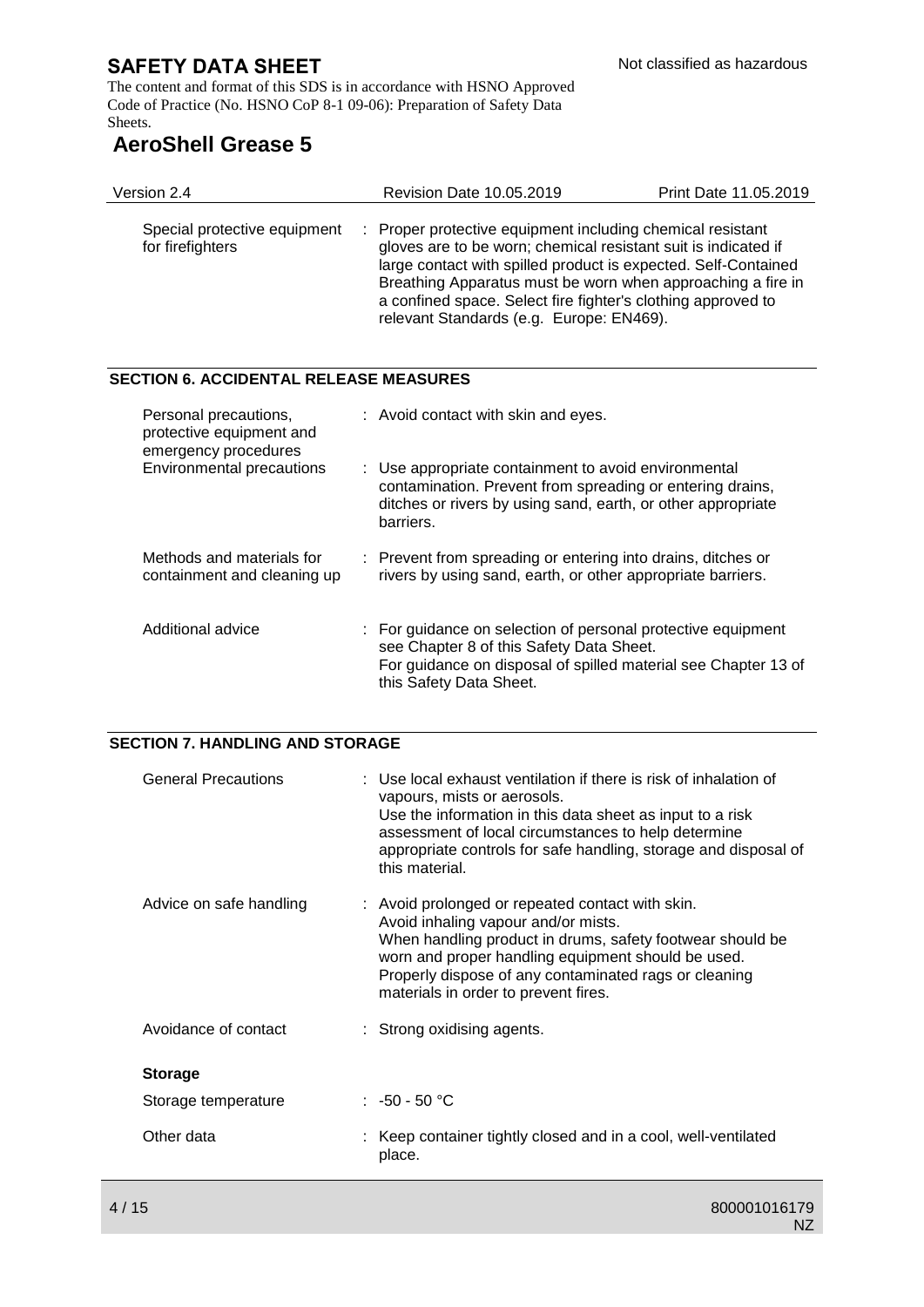| | | |
|---|---|---|
| Special protective equipment for firefighters | : | Proper protective equipment including chemical resistant gloves are to be worn; chemical resistant suit is indicated if large contact with spilled product is expected. Self-Contained Breathing Apparatus must be worn when approaching a fire in a confined space. Select fire fighter's clothing approved to relevant Standards (e.g. Europe: EN469). |

## SECTION 6. ACCIDENTAL RELEASE MEASURES

| | | |
|---|---|---|
| Personal precautions, protective equipment and emergency procedures | : | Avoid contact with skin and eyes. |
| Environmental precautions | : | Use appropriate containment to avoid environmental contamination. Prevent from spreading or entering drains, ditches or rivers by using sand, earth, or other appropriate barriers. |
| Methods and materials for containment and cleaning up | : | Prevent from spreading or entering into drains, ditches or rivers by using sand, earth, or other appropriate barriers. |
| Additional advice | : | For guidance on selection of personal protective equipment see Chapter 8 of this Safety Data Sheet.<br>For guidance on disposal of spilled material see Chapter 13 of this Safety Data Sheet. |

## SECTION 7. HANDLING AND STORAGE

| | | |
|---|---|---|
| General Precautions | : | Use local exhaust ventilation if there is risk of inhalation of vapours, mists or aerosols.<br>Use the information in this data sheet as input to a risk assessment of local circumstances to help determine appropriate controls for safe handling, storage and disposal of this material. |
| Advice on safe handling | : | Avoid prolonged or repeated contact with skin.<br>Avoid inhaling vapour and/or mists.<br>When handling product in drums, safety footwear should be worn and proper handling equipment should be used.<br>Properly dispose of any contaminated rags or cleaning materials in order to prevent fires. |
| Avoidance of contact | : | Strong oxidising agents. |

**Storage**

| | | |
|---|---|---|
| Storage temperature | : | -50 - 50 °C |
| Other data | : | Keep container tightly closed and in a cool, well-ventilated place. |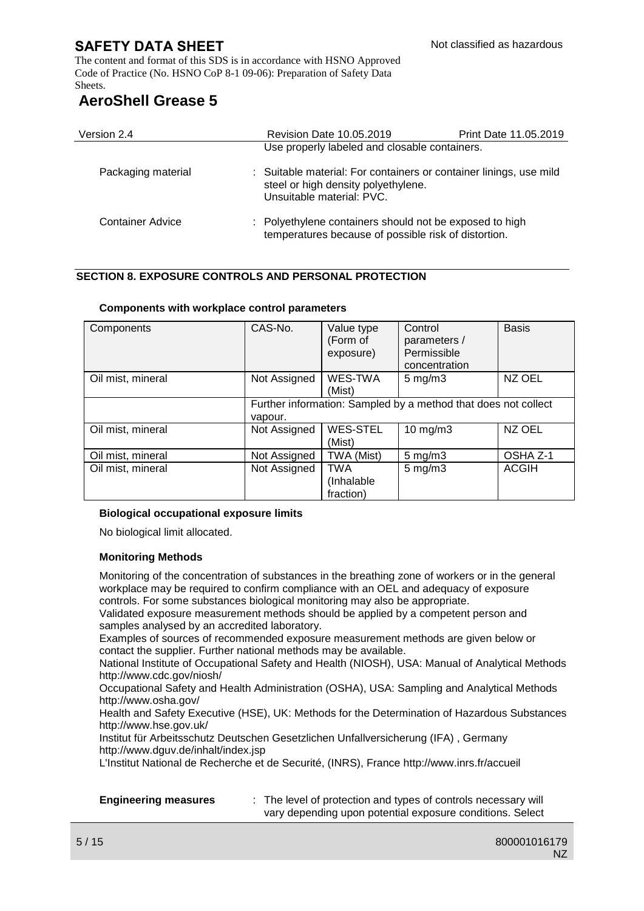Use properly labeled and closable containers.

Packaging material : Suitable material: For containers or container linings, use mild steel or high density polyethylene.
Unsuitable material: PVC.

Container Advice : Polyethylene containers should not be exposed to high temperatures because of possible risk of distortion.

## SECTION 8. EXPOSURE CONTROLS AND PERSONAL PROTECTION

**Components with workplace control parameters**

| Components | CAS-No. | Value type (Form of exposure) | Control parameters / Permissible concentration | Basis |
|---|---|---|---|---|
| Oil mist, mineral | Not Assigned | WES-TWA (Mist) | 5 mg/m3 | NZ OEL |
| | Further information: Sampled by a method that does not collect vapour. | | | |
| Oil mist, mineral | Not Assigned | WES-STEL (Mist) | 10 mg/m3 | NZ OEL |
| Oil mist, mineral | Not Assigned | TWA (Mist) | 5 mg/m3 | OSHA Z-1 |
| Oil mist, mineral | Not Assigned | TWA (Inhalable fraction) | 5 mg/m3 | ACGIH |

**Biological occupational exposure limits**

No biological limit allocated.

**Monitoring Methods**

Monitoring of the concentration of substances in the breathing zone of workers or in the general workplace may be required to confirm compliance with an OEL and adequacy of exposure controls. For some substances biological monitoring may also be appropriate.
Validated exposure measurement methods should be applied by a competent person and samples analysed by an accredited laboratory.
Examples of sources of recommended exposure measurement methods are given below or contact the supplier. Further national methods may be available.
National Institute of Occupational Safety and Health (NIOSH), USA: Manual of Analytical Methods http://www.cdc.gov/niosh/
Occupational Safety and Health Administration (OSHA), USA: Sampling and Analytical Methods http://www.osha.gov/
Health and Safety Executive (HSE), UK: Methods for the Determination of Hazardous Substances http://www.hse.gov.uk/
Institut für Arbeitsschutz Deutschen Gesetzlichen Unfallversicherung (IFA) , Germany http://www.dguv.de/inhalt/index.jsp
L'Institut National de Recherche et de Securité, (INRS), France http://www.inrs.fr/accueil

**Engineering measures** : The level of protection and types of controls necessary will vary depending upon potential exposure conditions. Select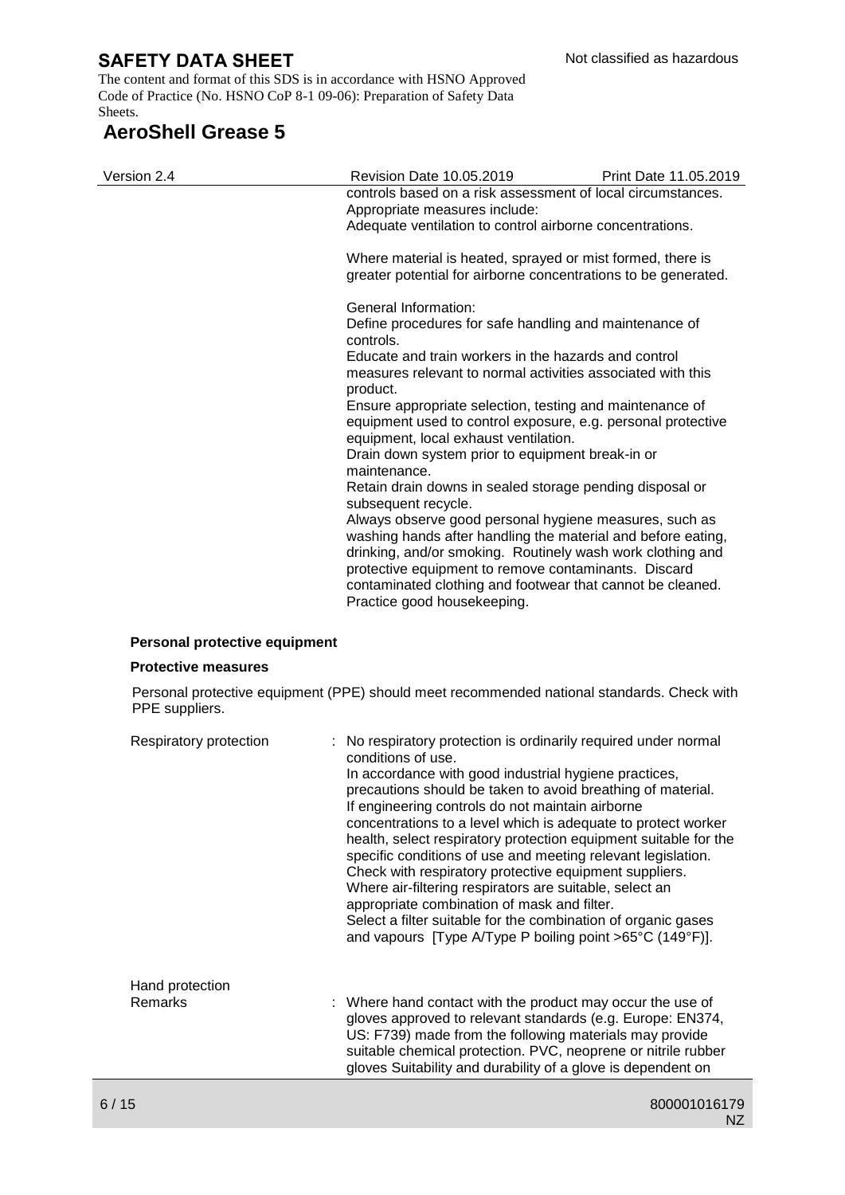controls based on a risk assessment of local circumstances.
Appropriate measures include:
Adequate ventilation to control airborne concentrations.

Where material is heated, sprayed or mist formed, there is greater potential for airborne concentrations to be generated.

General Information:
Define procedures for safe handling and maintenance of controls.
Educate and train workers in the hazards and control measures relevant to normal activities associated with this product.
Ensure appropriate selection, testing and maintenance of equipment used to control exposure, e.g. personal protective equipment, local exhaust ventilation.
Drain down system prior to equipment break-in or maintenance.
Retain drain downs in sealed storage pending disposal or subsequent recycle.
Always observe good personal hygiene measures, such as washing hands after handling the material and before eating, drinking, and/or smoking. Routinely wash work clothing and protective equipment to remove contaminants. Discard contaminated clothing and footwear that cannot be cleaned. Practice good housekeeping.

**Personal protective equipment**

**Protective measures**

Personal protective equipment (PPE) should meet recommended national standards. Check with PPE suppliers.

Respiratory protection : No respiratory protection is ordinarily required under normal conditions of use.
In accordance with good industrial hygiene practices, precautions should be taken to avoid breathing of material.
If engineering controls do not maintain airborne concentrations to a level which is adequate to protect worker health, select respiratory protection equipment suitable for the specific conditions of use and meeting relevant legislation.
Check with respiratory protective equipment suppliers.
Where air-filtering respirators are suitable, select an appropriate combination of mask and filter.
Select a filter suitable for the combination of organic gases and vapours [Type A/Type P boiling point >65°C (149°F)].

Hand protection
Remarks : Where hand contact with the product may occur the use of gloves approved to relevant standards (e.g. Europe: EN374, US: F739) made from the following materials may provide suitable chemical protection. PVC, neoprene or nitrile rubber gloves Suitability and durability of a glove is dependent on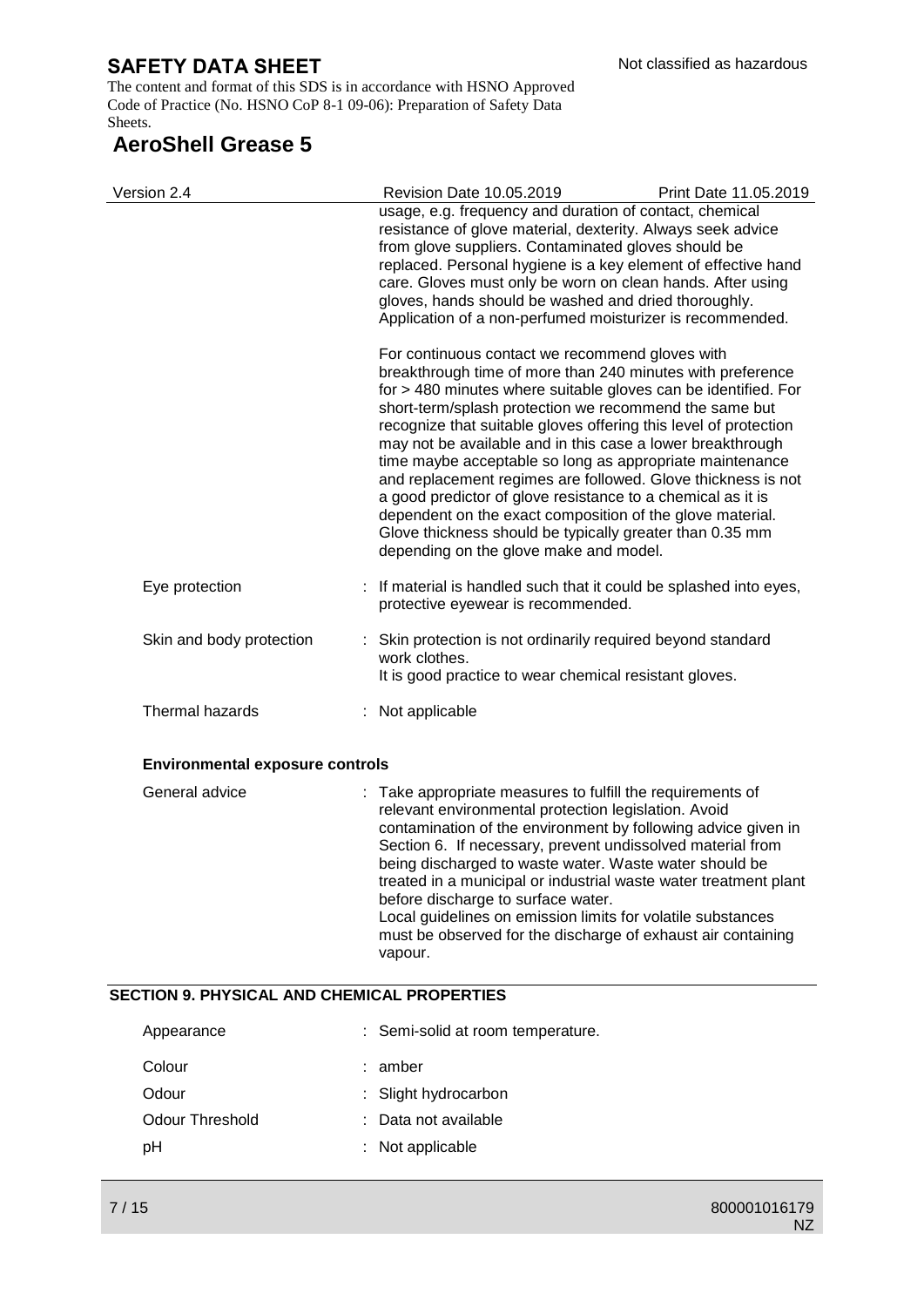usage, e.g. frequency and duration of contact, chemical resistance of glove material, dexterity. Always seek advice from glove suppliers. Contaminated gloves should be replaced. Personal hygiene is a key element of effective hand care. Gloves must only be worn on clean hands. After using gloves, hands should be washed and dried thoroughly. Application of a non-perfumed moisturizer is recommended.

For continuous contact we recommend gloves with breakthrough time of more than 240 minutes with preference for > 480 minutes where suitable gloves can be identified. For short-term/splash protection we recommend the same but recognize that suitable gloves offering this level of protection may not be available and in this case a lower breakthrough time maybe acceptable so long as appropriate maintenance and replacement regimes are followed. Glove thickness is not a good predictor of glove resistance to a chemical as it is dependent on the exact composition of the glove material. Glove thickness should be typically greater than 0.35 mm depending on the glove make and model.

Eye protection : If material is handled such that it could be splashed into eyes, protective eyewear is recommended.

Skin and body protection : Skin protection is not ordinarily required beyond standard work clothes.
It is good practice to wear chemical resistant gloves.

Thermal hazards : Not applicable

**Environmental exposure controls**

General advice : Take appropriate measures to fulfill the requirements of relevant environmental protection legislation. Avoid contamination of the environment by following advice given in Section 6. If necessary, prevent undissolved material from being discharged to waste water. Waste water should be treated in a municipal or industrial waste water treatment plant before discharge to surface water.
Local guidelines on emission limits for volatile substances must be observed for the discharge of exhaust air containing vapour.

## SECTION 9. PHYSICAL AND CHEMICAL PROPERTIES

Appearance : Semi-solid at room temperature.

Colour : amber

Odour : Slight hydrocarbon

Odour Threshold : Data not available

pH : Not applicable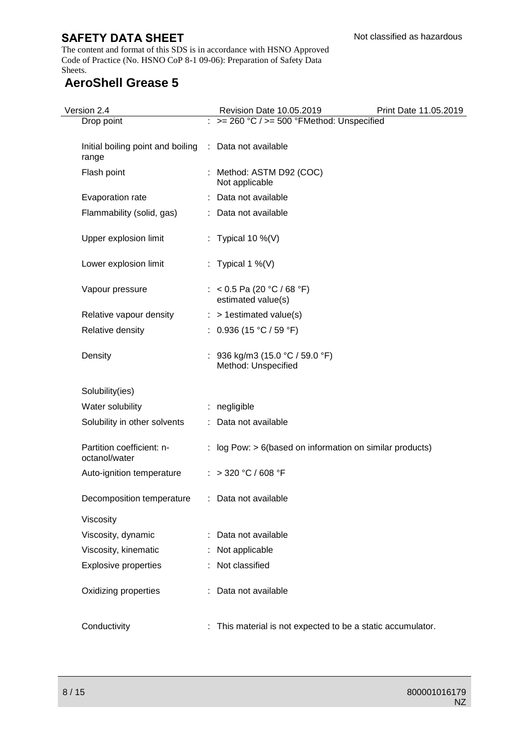| Property | | Value |
|---|---|---|
| Drop point | : | >= 260 °C / >= 500 °FMethod: Unspecified |
| Initial boiling point and boiling range | : | Data not available |
| Flash point | : | Method: ASTM D92 (COC)<br>Not applicable |
| Evaporation rate | : | Data not available |
| Flammability (solid, gas) | : | Data not available |
| Upper explosion limit | : | Typical 10 %(V) |
| Lower explosion limit | : | Typical 1 %(V) |
| Vapour pressure | : | < 0.5 Pa (20 °C / 68 °F)<br>estimated value(s) |
| Relative vapour density | : | > 1estimated value(s) |
| Relative density | : | 0.936 (15 °C / 59 °F) |
| Density | : | 936 kg/m3 (15.0 °C / 59.0 °F)<br>Method: Unspecified |
| Solubility(ies) | | |
| Water solubility | : | negligible |
| Solubility in other solvents | : | Data not available |
| Partition coefficient: n-octanol/water | : | log Pow: > 6(based on information on similar products) |
| Auto-ignition temperature | : | > 320 °C / 608 °F |
| Decomposition temperature | : | Data not available |
| Viscosity | | |
| Viscosity, dynamic | : | Data not available |
| Viscosity, kinematic | : | Not applicable |
| Explosive properties | : | Not classified |
| Oxidizing properties | : | Data not available |
| Conductivity | : | This material is not expected to be a static accumulator. |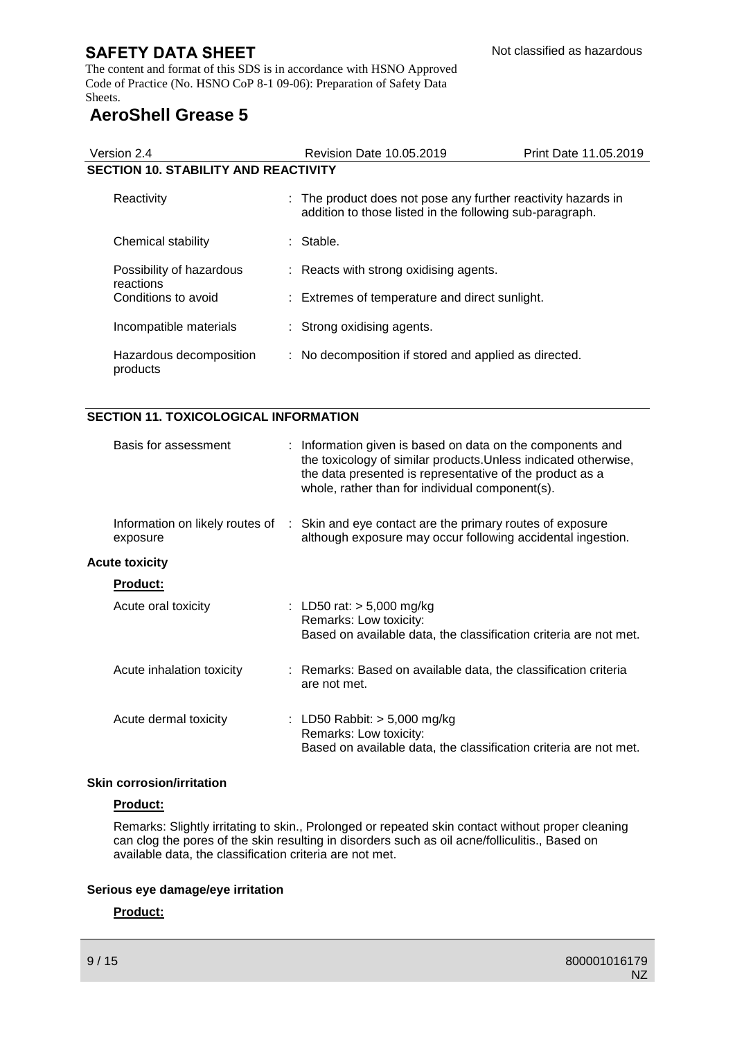## SECTION 10. STABILITY AND REACTIVITY

| | |
|---|---|
| Reactivity | : The product does not pose any further reactivity hazards in addition to those listed in the following sub-paragraph. |
| Chemical stability | : Stable. |
| Possibility of hazardous reactions | : Reacts with strong oxidising agents. |
| Conditions to avoid | : Extremes of temperature and direct sunlight. |
| Incompatible materials | : Strong oxidising agents. |
| Hazardous decomposition products | : No decomposition if stored and applied as directed. |

## SECTION 11. TOXICOLOGICAL INFORMATION

| | |
|---|---|
| Basis for assessment | : Information given is based on data on the components and the toxicology of similar products.Unless indicated otherwise, the data presented is representative of the product as a whole, rather than for individual component(s). |
| Information on likely routes of exposure | : Skin and eye contact are the primary routes of exposure although exposure may occur following accidental ingestion. |

**Acute toxicity**

**Product:**

| | |
|---|---|
| Acute oral toxicity | : LD50 rat: > 5,000 mg/kg<br>Remarks: Low toxicity:<br>Based on available data, the classification criteria are not met. |
| Acute inhalation toxicity | : Remarks: Based on available data, the classification criteria are not met. |
| Acute dermal toxicity | : LD50 Rabbit: > 5,000 mg/kg<br>Remarks: Low toxicity:<br>Based on available data, the classification criteria are not met. |

**Skin corrosion/irritation**

**Product:**

Remarks: Slightly irritating to skin., Prolonged or repeated skin contact without proper cleaning can clog the pores of the skin resulting in disorders such as oil acne/folliculitis., Based on available data, the classification criteria are not met.

**Serious eye damage/eye irritation**

**Product:**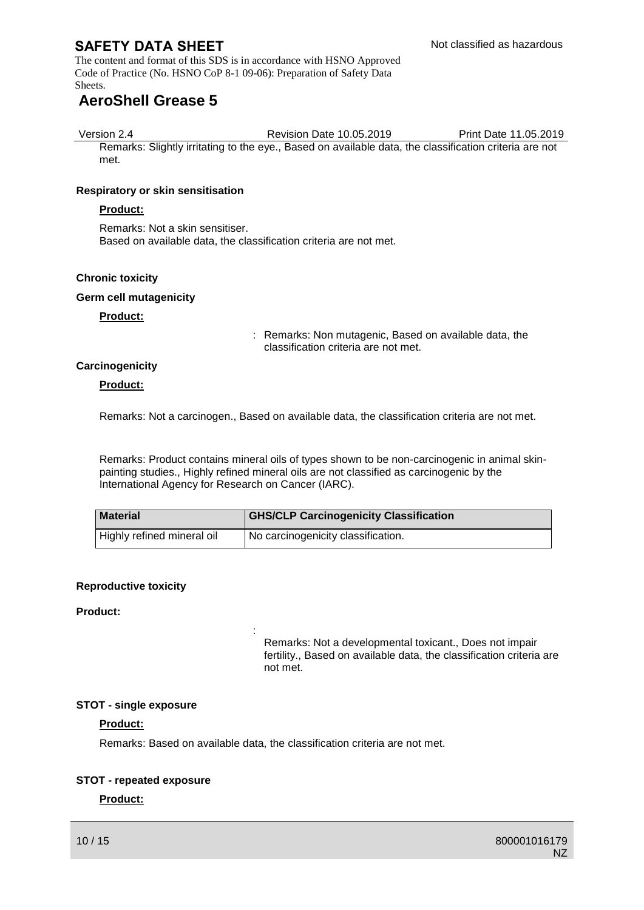Remarks: Slightly irritating to the eye., Based on available data, the classification criteria are not met.

**Respiratory or skin sensitisation**

**Product:**

Remarks: Not a skin sensitiser.
Based on available data, the classification criteria are not met.

**Chronic toxicity**

**Germ cell mutagenicity**

**Product:**

: Remarks: Non mutagenic, Based on available data, the classification criteria are not met.

**Carcinogenicity**

**Product:**

Remarks: Not a carcinogen., Based on available data, the classification criteria are not met.

Remarks: Product contains mineral oils of types shown to be non-carcinogenic in animal skin-painting studies., Highly refined mineral oils are not classified as carcinogenic by the International Agency for Research on Cancer (IARC).

| Material | GHS/CLP Carcinogenicity Classification |
|---|---|
| Highly refined mineral oil | No carcinogenicity classification. |

**Reproductive toxicity**

**Product:**

: Remarks: Not a developmental toxicant., Does not impair fertility., Based on available data, the classification criteria are not met.

**STOT - single exposure**

**Product:**

Remarks: Based on available data, the classification criteria are not met.

**STOT - repeated exposure**

**Product:**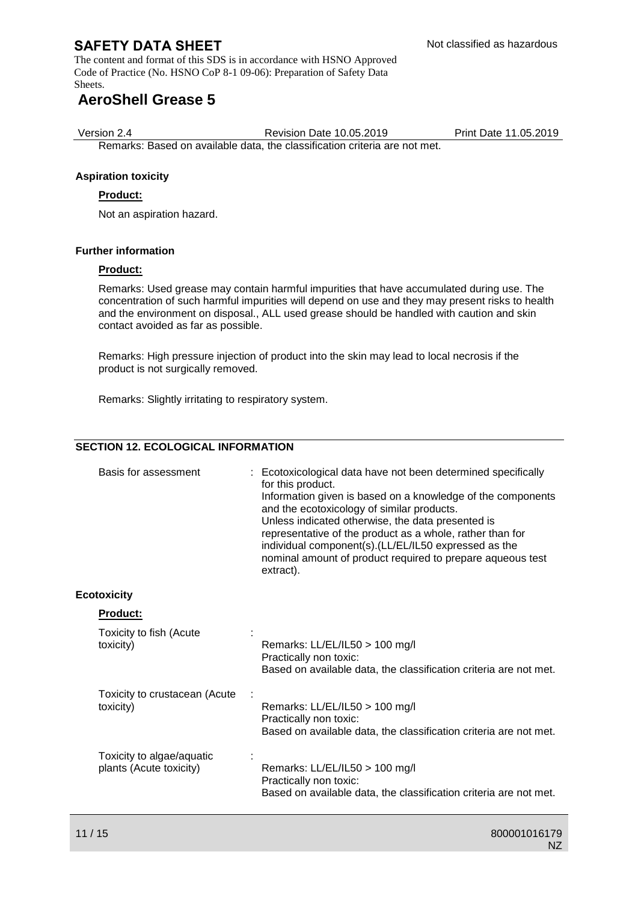Remarks: Based on available data, the classification criteria are not met.

**Aspiration toxicity**

**Product:**

Not an aspiration hazard.

**Further information**

**Product:**

Remarks: Used grease may contain harmful impurities that have accumulated during use. The concentration of such harmful impurities will depend on use and they may present risks to health and the environment on disposal., ALL used grease should be handled with caution and skin contact avoided as far as possible.

Remarks: High pressure injection of product into the skin may lead to local necrosis if the product is not surgically removed.

Remarks: Slightly irritating to respiratory system.

## SECTION 12. ECOLOGICAL INFORMATION

Basis for assessment : Ecotoxicological data have not been determined specifically for this product.
Information given is based on a knowledge of the components and the ecotoxicology of similar products.
Unless indicated otherwise, the data presented is representative of the product as a whole, rather than for individual component(s).(LL/EL/IL50 expressed as the nominal amount of product required to prepare aqueous test extract).

**Ecotoxicity**

**Product:**

Toxicity to fish (Acute toxicity) :
Remarks: LL/EL/IL50 > 100 mg/l
Practically non toxic:
Based on available data, the classification criteria are not met.

Toxicity to crustacean (Acute toxicity) :
Remarks: LL/EL/IL50 > 100 mg/l
Practically non toxic:
Based on available data, the classification criteria are not met.

Toxicity to algae/aquatic plants (Acute toxicity) :
Remarks: LL/EL/IL50 > 100 mg/l
Practically non toxic:
Based on available data, the classification criteria are not met.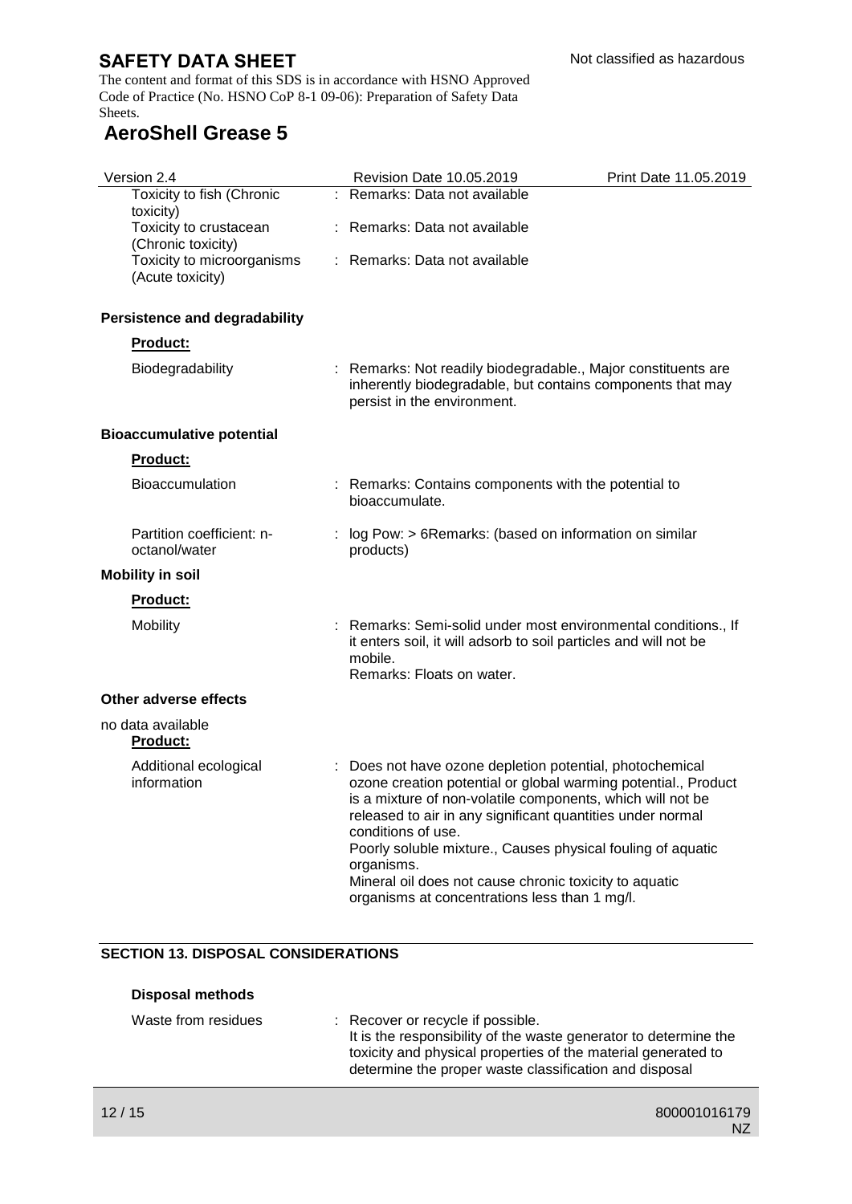| | |
|---|---|
| Toxicity to fish (Chronic toxicity) | : Remarks: Data not available |
| Toxicity to crustacean (Chronic toxicity) | : Remarks: Data not available |
| Toxicity to microorganisms (Acute toxicity) | : Remarks: Data not available |

**Persistence and degradability**

**Product:**

| | |
|---|---|
| Biodegradability | : Remarks: Not readily biodegradable., Major constituents are inherently biodegradable, but contains components that may persist in the environment. |

**Bioaccumulative potential**

**Product:**

| | |
|---|---|
| Bioaccumulation | : Remarks: Contains components with the potential to bioaccumulate. |
| Partition coefficient: n-octanol/water | : log Pow: > 6Remarks: (based on information on similar products) |

**Mobility in soil**

**Product:**

| | |
|---|---|
| Mobility | : Remarks: Semi-solid under most environmental conditions., If it enters soil, it will adsorb to soil particles and will not be mobile.<br>Remarks: Floats on water. |

**Other adverse effects**

no data available

**Product:**

| | |
|---|---|
| Additional ecological information | : Does not have ozone depletion potential, photochemical ozone creation potential or global warming potential., Product is a mixture of non-volatile components, which will not be released to air in any significant quantities under normal conditions of use.<br>Poorly soluble mixture., Causes physical fouling of aquatic organisms.<br>Mineral oil does not cause chronic toxicity to aquatic organisms at concentrations less than 1 mg/l. |

## SECTION 13. DISPOSAL CONSIDERATIONS

**Disposal methods**

| | |
|---|---|
| Waste from residues | : Recover or recycle if possible.<br>It is the responsibility of the waste generator to determine the toxicity and physical properties of the material generated to determine the proper waste classification and disposal |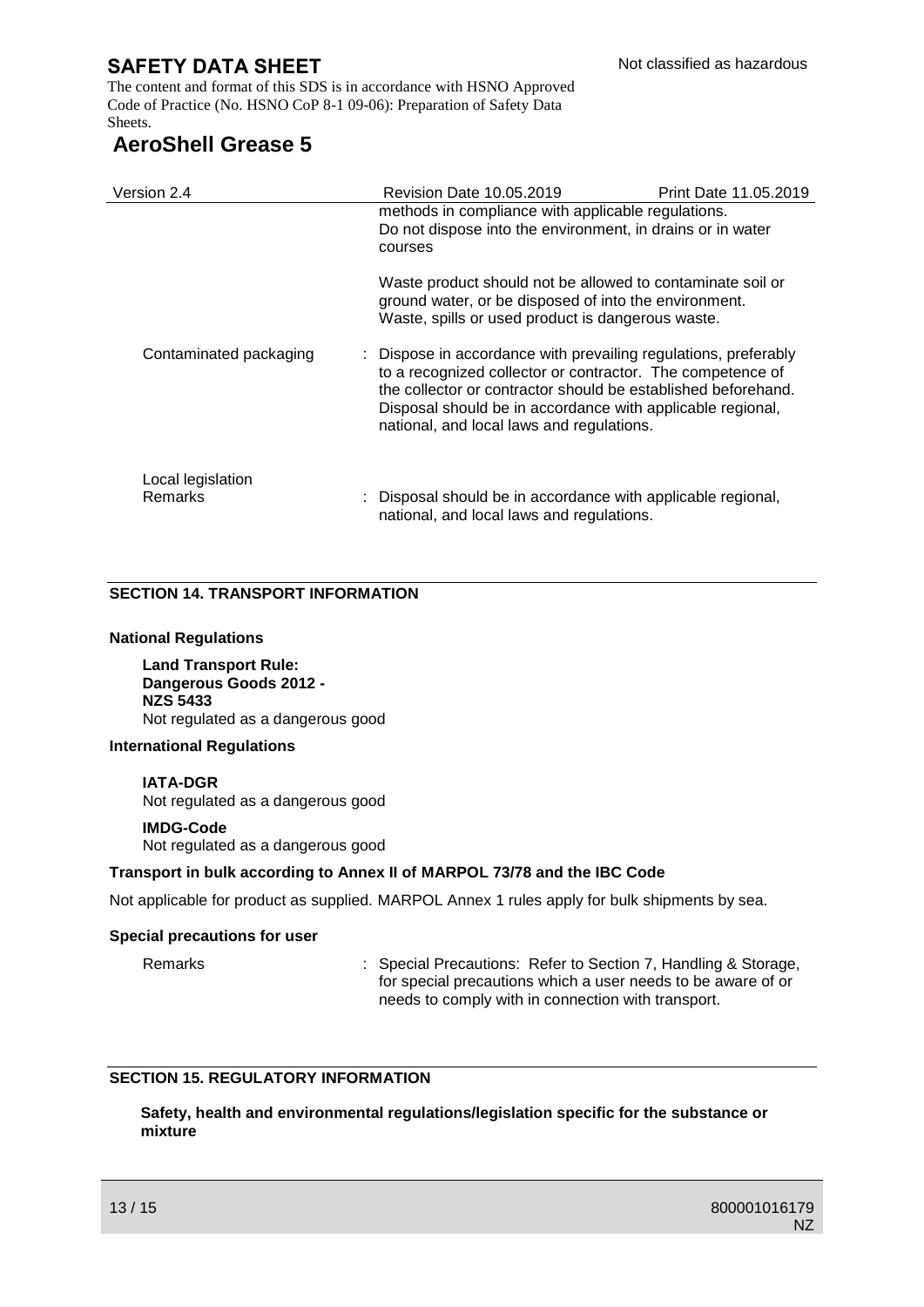methods in compliance with applicable regulations.
Do not dispose into the environment, in drains or in water courses

Waste product should not be allowed to contaminate soil or ground water, or be disposed of into the environment.
Waste, spills or used product is dangerous waste.

Contaminated packaging : Dispose in accordance with prevailing regulations, preferably to a recognized collector or contractor. The competence of the collector or contractor should be established beforehand. Disposal should be in accordance with applicable regional, national, and local laws and regulations.

Local legislation
Remarks : Disposal should be in accordance with applicable regional, national, and local laws and regulations.

## SECTION 14. TRANSPORT INFORMATION

**National Regulations**

**Land Transport Rule: Dangerous Goods 2012 - NZS 5433**
Not regulated as a dangerous good

**International Regulations**

**IATA-DGR**
Not regulated as a dangerous good

**IMDG-Code**
Not regulated as a dangerous good

**Transport in bulk according to Annex II of MARPOL 73/78 and the IBC Code**

Not applicable for product as supplied. MARPOL Annex 1 rules apply for bulk shipments by sea.

**Special precautions for user**

Remarks : Special Precautions: Refer to Section 7, Handling & Storage, for special precautions which a user needs to be aware of or needs to comply with in connection with transport.

## SECTION 15. REGULATORY INFORMATION

**Safety, health and environmental regulations/legislation specific for the substance or mixture**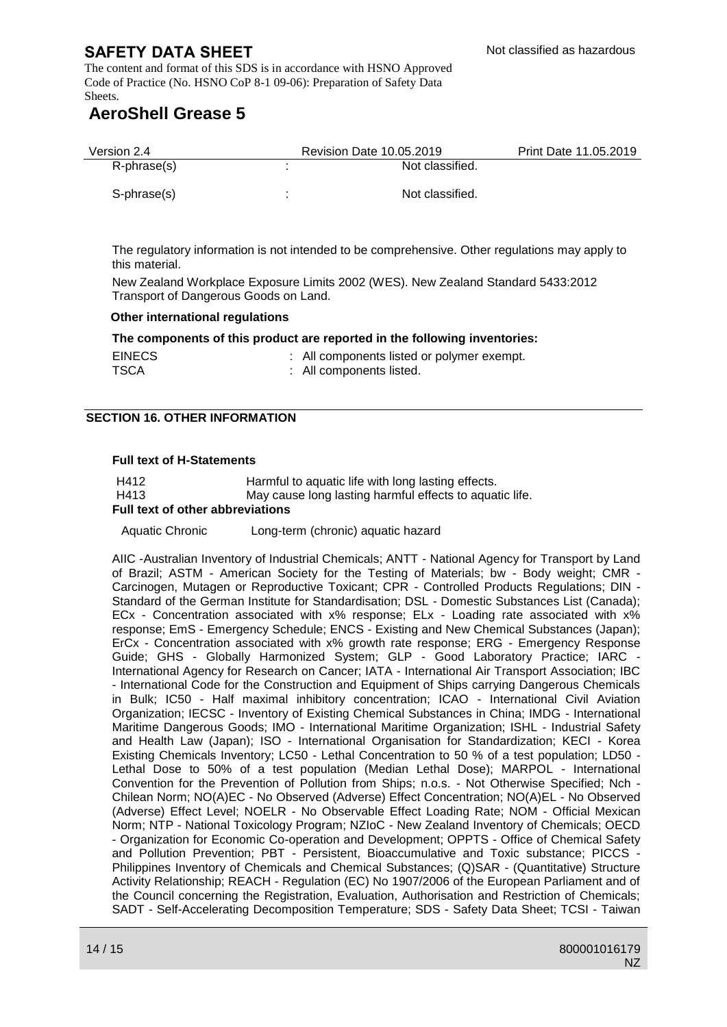| R-phrase(s) | : | Not classified. |
| --- | --- | --- |
| S-phrase(s) | : | Not classified. |

The regulatory information is not intended to be comprehensive. Other regulations may apply to this material.

New Zealand Workplace Exposure Limits 2002 (WES). New Zealand Standard 5433:2012 Transport of Dangerous Goods on Land.

**Other international regulations**

**The components of this product are reported in the following inventories:**

| EINECS | : All components listed or polymer exempt. |
| --- | --- |
| TSCA | : All components listed. |

## SECTION 16. OTHER INFORMATION

**Full text of H-Statements**

| H412 | Harmful to aquatic life with long lasting effects. |
| --- | --- |
| H413 | May cause long lasting harmful effects to aquatic life. |

**Full text of other abbreviations**

| Aquatic Chronic | Long-term (chronic) aquatic hazard |
| --- | --- |

AIIC -Australian Inventory of Industrial Chemicals; ANTT - National Agency for Transport by Land of Brazil; ASTM - American Society for the Testing of Materials; bw - Body weight; CMR - Carcinogen, Mutagen or Reproductive Toxicant; CPR - Controlled Products Regulations; DIN - Standard of the German Institute for Standardisation; DSL - Domestic Substances List (Canada); ECx - Concentration associated with x% response; ELx - Loading rate associated with x% response; EmS - Emergency Schedule; ENCS - Existing and New Chemical Substances (Japan); ErCx - Concentration associated with x% growth rate response; ERG - Emergency Response Guide; GHS - Globally Harmonized System; GLP - Good Laboratory Practice; IARC - International Agency for Research on Cancer; IATA - International Air Transport Association; IBC - International Code for the Construction and Equipment of Ships carrying Dangerous Chemicals in Bulk; IC50 - Half maximal inhibitory concentration; ICAO - International Civil Aviation Organization; IECSC - Inventory of Existing Chemical Substances in China; IMDG - International Maritime Dangerous Goods; IMO - International Maritime Organization; ISHL - Industrial Safety and Health Law (Japan); ISO - International Organisation for Standardization; KECI - Korea Existing Chemicals Inventory; LC50 - Lethal Concentration to 50 % of a test population; LD50 - Lethal Dose to 50% of a test population (Median Lethal Dose); MARPOL - International Convention for the Prevention of Pollution from Ships; n.o.s. - Not Otherwise Specified; Nch - Chilean Norm; NO(A)EC - No Observed (Adverse) Effect Concentration; NO(A)EL - No Observed (Adverse) Effect Level; NOELR - No Observable Effect Loading Rate; NOM - Official Mexican Norm; NTP - National Toxicology Program; NZIoC - New Zealand Inventory of Chemicals; OECD - Organization for Economic Co-operation and Development; OPPTS - Office of Chemical Safety and Pollution Prevention; PBT - Persistent, Bioaccumulative and Toxic substance; PICCS - Philippines Inventory of Chemicals and Chemical Substances; (Q)SAR - (Quantitative) Structure Activity Relationship; REACH - Regulation (EC) No 1907/2006 of the European Parliament and of the Council concerning the Registration, Evaluation, Authorisation and Restriction of Chemicals; SADT - Self-Accelerating Decomposition Temperature; SDS - Safety Data Sheet; TCSI - Taiwan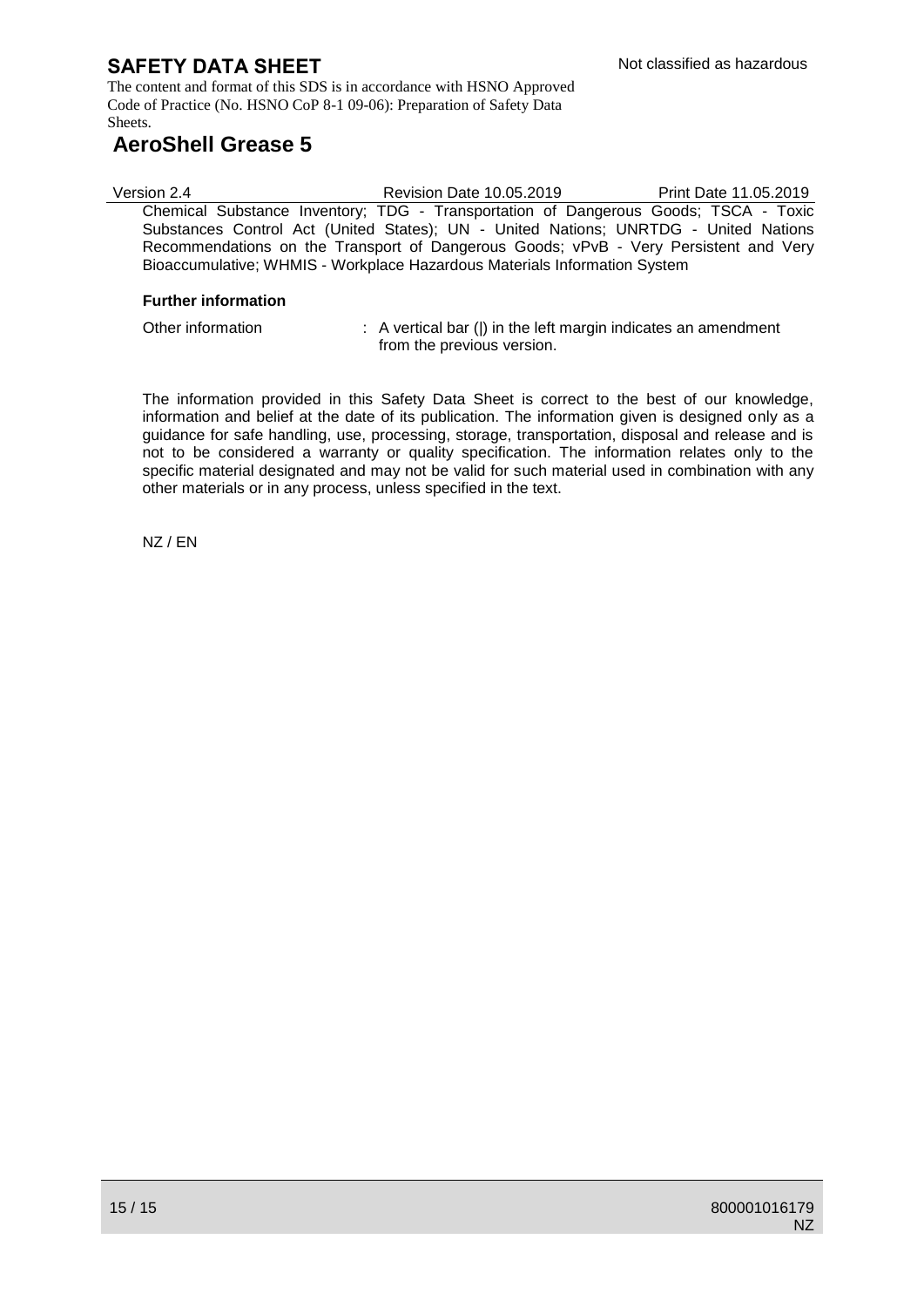Chemical Substance Inventory; TDG - Transportation of Dangerous Goods; TSCA - Toxic Substances Control Act (United States); UN - United Nations; UNRTDG - United Nations Recommendations on the Transport of Dangerous Goods; vPvB - Very Persistent and Very Bioaccumulative; WHMIS - Workplace Hazardous Materials Information System

**Further information**

Other information : A vertical bar (|) in the left margin indicates an amendment from the previous version.

The information provided in this Safety Data Sheet is correct to the best of our knowledge, information and belief at the date of its publication. The information given is designed only as a guidance for safe handling, use, processing, storage, transportation, disposal and release and is not to be considered a warranty or quality specification. The information relates only to the specific material designated and may not be valid for such material used in combination with any other materials or in any process, unless specified in the text.

NZ / EN